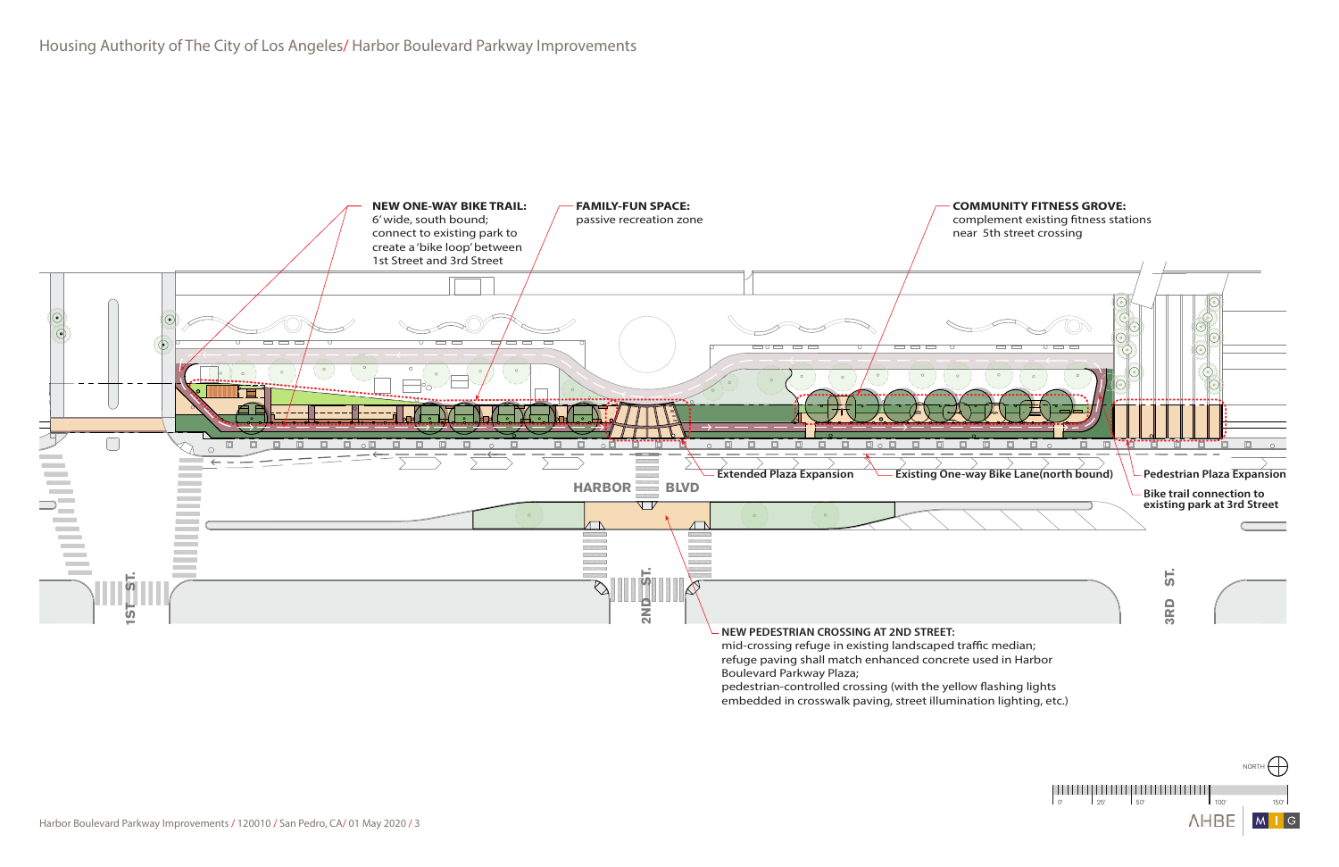Housing Authority of The City of Los Angeles/ Harbor Boulevard Parkway Improvements

**NEW ONE-WAY BIKE TRAIL:**
6' wide, south bound;
connect to existing park to
create a 'bike loop' between
1st Street and 3rd Street

**FAMILY-FUN SPACE:**
passive recreation zone

**COMMUNITY FITNESS GROVE:**
complement existing fitness stations
near 5th street crossing

**Extended Plaza Expansion**

**Existing One-way Bike Lane(north bound)**

**Pedestrian Plaza Expansion**

**Bike trail connection to existing park at 3rd Street**

HARBOR BLVD

1ST ST.

2ND ST.

3RD ST.

**NEW PEDESTRIAN CROSSING AT 2ND STREET:**
mid-crossing refuge in existing landscaped traffic median;
refuge paving shall match enhanced concrete used in Harbor Boulevard Parkway Plaza;
pedestrian-controlled crossing (with the yellow flashing lights embedded in crosswalk paving, street illumination lighting, etc.)

NORTH

0' 25' 50' 100' 150'

AHBE | MIG

Harbor Boulevard Parkway Improvements / 120010 / San Pedro, CA/ 01 May 2020 / 3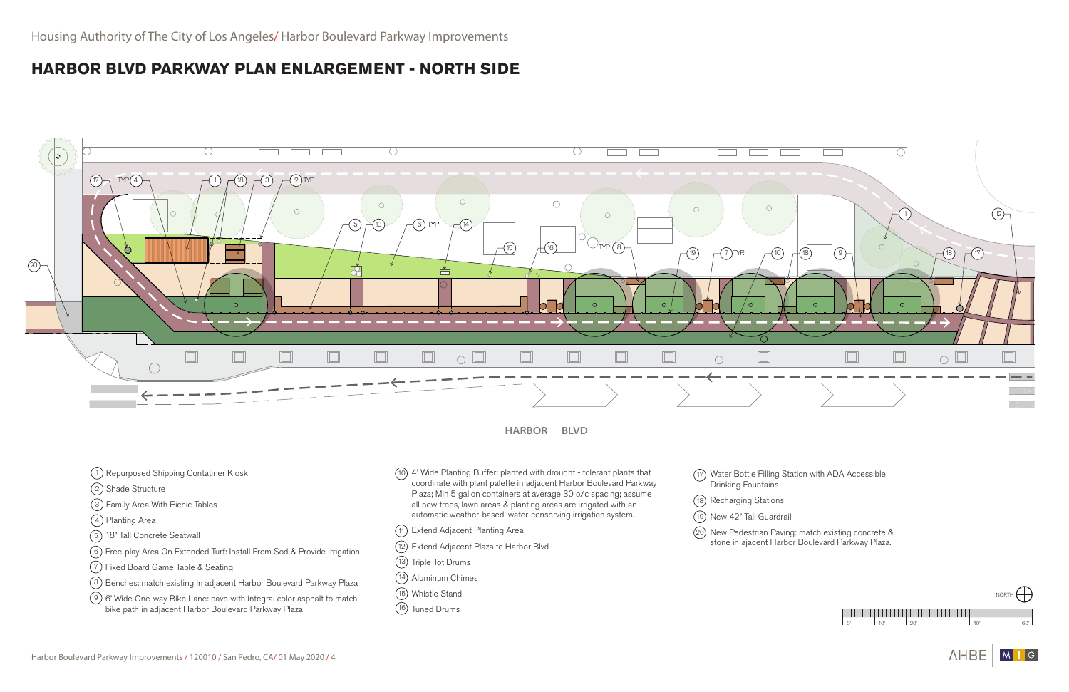# HARBOR BLVD PARKWAY PLAN ENLARGEMENT - NORTH SIDE

HARBOR BLVD

1. Repurposed Shipping Contatiner Kiosk
2. Shade Structure
3. Family Area With Picnic Tables
4. Planting Area
5. 18" Tall Concrete Seatwall
6. Free-play Area On Extended Turf: Install From Sod & Provide Irrigation
7. Fixed Board Game Table & Seating
8. Benches: match existing in adjacent Harbor Boulevard Parkway Plaza
9. 6' Wide One-way Bike Lane: pave with integral color asphalt to match bike path in adjacent Harbor Boulevard Parkway Plaza
10. 4' Wide Planting Buffer: planted with drought - tolerant plants that coordinate with plant palette in adjacent Harbor Boulevard Parkway Plaza; Min 5 gallon containers at average 30 o/c spacing; assume all new trees, lawn areas & planting areas are irrigated with an automatic weather-based, water-conserving irrigation system.
11. Extend Adjacent Planting Area
12. Extend Adjacent Plaza to Harbor Blvd
13. Triple Tot Drums
14. Aluminum Chimes
15. Whistle Stand
16. Tuned Drums
17. Water Bottle Filling Station with ADA Accessible Drinking Fountains
18. Recharging Stations
19. New 42" Tall Guardrail
20. New Pedestrian Paving: match existing concrete & stone in ajacent Harbor Boulevard Parkway Plaza.

NORTH

0' 10' 20' 40' 60'

Harbor Boulevard Parkway Improvements / 120010 / San Pedro, CA/ 01 May 2020 / 4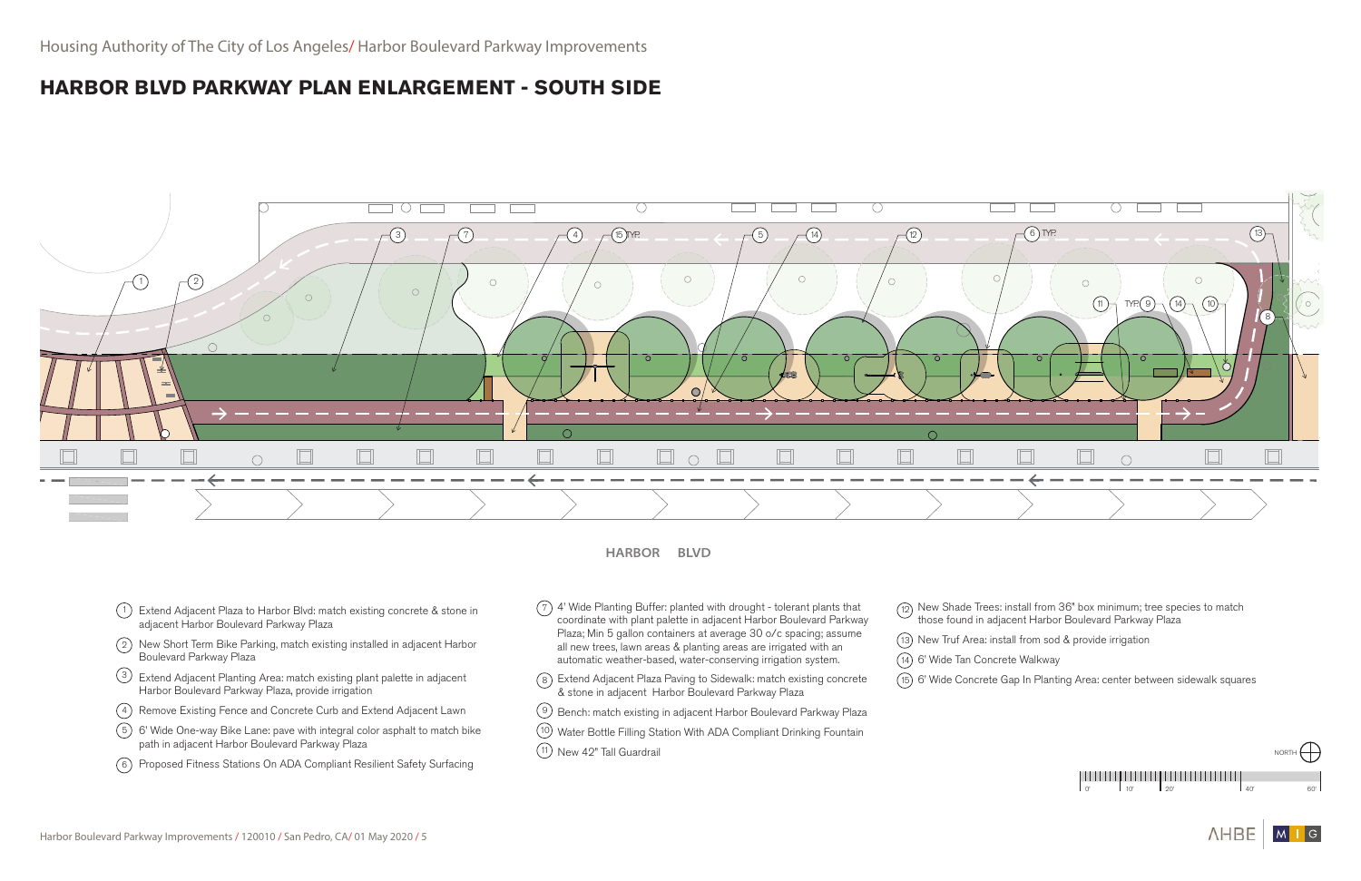Housing Authority of The City of Los Angeles/ Harbor Boulevard Parkway Improvements

# HARBOR BLVD PARKWAY PLAN ENLARGEMENT - SOUTH SIDE

HARBOR BLVD

1. Extend Adjacent Plaza to Harbor Blvd: match existing concrete & stone in adjacent Harbor Boulevard Parkway Plaza
2. New Short Term Bike Parking, match existing installed in adjacent Harbor Boulevard Parkway Plaza
3. Extend Adjacent Planting Area: match existing plant palette in adjacent Harbor Boulevard Parkway Plaza, provide irrigation
4. Remove Existing Fence and Concrete Curb and Extend Adjacent Lawn
5. 6' Wide One-way Bike Lane: pave with integral color asphalt to match bike path in adjacent Harbor Boulevard Parkway Plaza
6. Proposed Fitness Stations On ADA Compliant Resilient Safety Surfacing
7. 4' Wide Planting Buffer: planted with drought - tolerant plants that coordinate with plant palette in adjacent Harbor Boulevard Parkway Plaza; Min 5 gallon containers at average 30 o/c spacing; assume all new trees, lawn areas & planting areas are irrigated with an automatic weather-based, water-conserving irrigation system.
8. Extend Adjacent Plaza Paving to Sidewalk: match existing concrete & stone in adjacent Harbor Boulevard Parkway Plaza
9. Bench: match existing in adjacent Harbor Boulevard Parkway Plaza
10. Water Bottle Filling Station With ADA Compliant Drinking Fountain
11. New 42" Tall Guardrail
12. New Shade Trees: install from 36" box minimum; tree species to match those found in adjacent Harbor Boulevard Parkway Plaza
13. New Truf Area: install from sod & provide irrigation
14. 6' Wide Tan Concrete Walkway
15. 6' Wide Concrete Gap In Planting Area: center between sidewalk squares

NORTH

0' 10' 20' 40' 60'

Harbor Boulevard Parkway Improvements / 120010 / San Pedro, CA/ 01 May 2020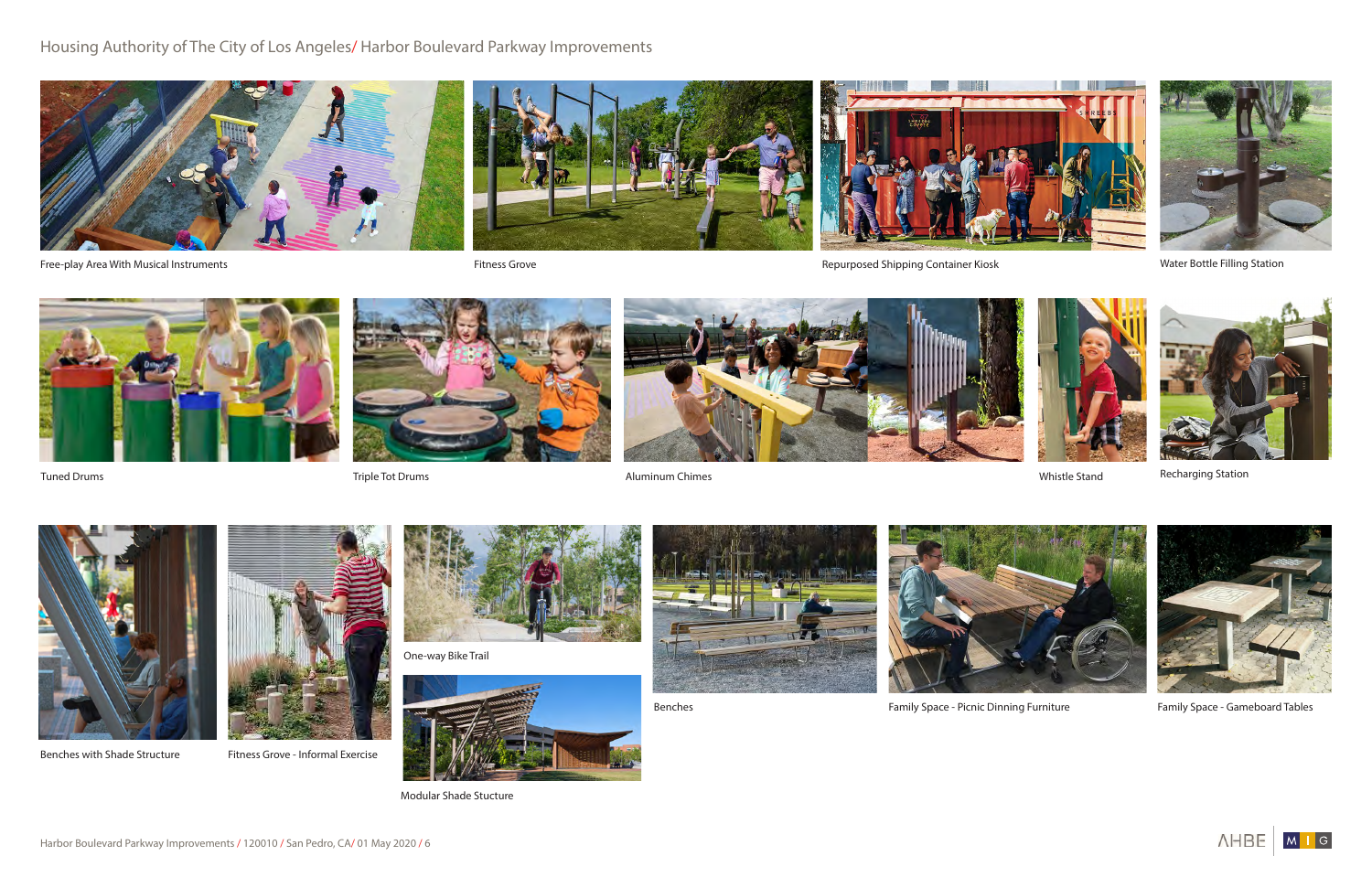# Housing Authority of The City of Los Angeles/ Harbor Boulevard Parkway Improvements

Free-play Area With Musical Instruments

Fitness Grove

Repurposed Shipping Container Kiosk

Water Bottle Filling Station

Tuned Drums

Triple Tot Drums

Aluminum Chimes

Whistle Stand

Recharging Station

Benches with Shade Structure

Fitness Grove - Informal Exercise

One-way Bike Trail

Modular Shade Stucture

Benches

Family Space - Picnic Dinning Furniture

Family Space - Gameboard Tables